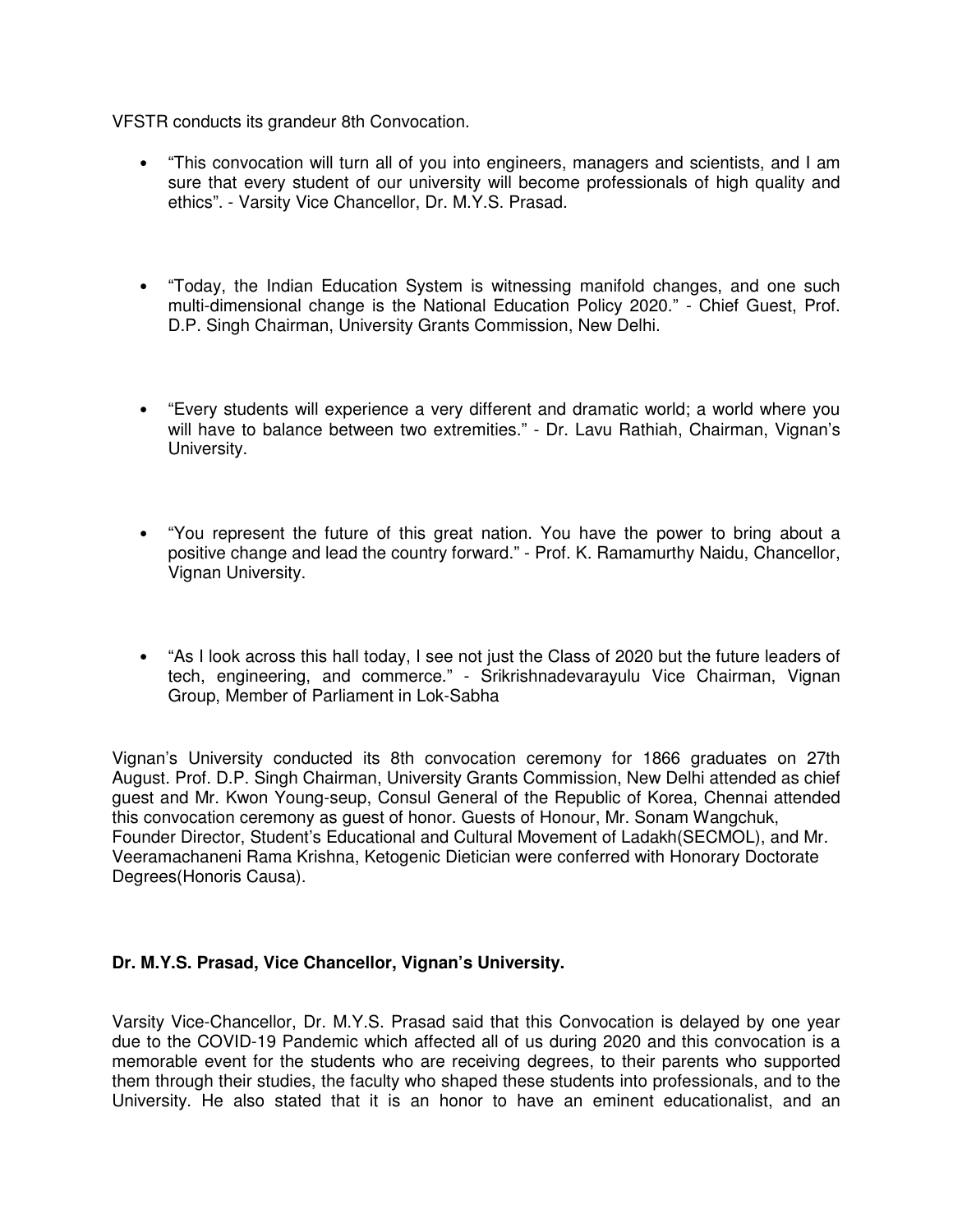VFSTR conducts its grandeur 8th Convocation.

- "This convocation will turn all of you into engineers, managers and scientists, and I am sure that every student of our university will become professionals of high quality and ethics". - Varsity Vice Chancellor, Dr. M.Y.S. Prasad.

- "Today, the Indian Education System is witnessing manifold changes, and one such multi-dimensional change is the National Education Policy 2020." - Chief Guest, Prof. D.P. Singh Chairman, University Grants Commission, New Delhi.

- "Every students will experience a very different and dramatic world; a world where you will have to balance between two extremities." - Dr. Lavu Rathiah, Chairman, Vignan's University.

- "You represent the future of this great nation. You have the power to bring about a positive change and lead the country forward." - Prof. K. Ramamurthy Naidu, Chancellor, Vignan University.

- "As I look across this hall today, I see not just the Class of 2020 but the future leaders of tech, engineering, and commerce." - Srikrishnadevarayulu Vice Chairman, Vignan Group, Member of Parliament in Lok-Sabha

Vignan's University conducted its 8th convocation ceremony for 1866 graduates on 27th August. Prof. D.P. Singh Chairman, University Grants Commission, New Delhi attended as chief guest and Mr. Kwon Young-seup, Consul General of the Republic of Korea, Chennai attended this convocation ceremony as guest of honor. Guests of Honour, Mr. Sonam Wangchuk, Founder Director, Student's Educational and Cultural Movement of Ladakh(SECMOL), and Mr. Veeramachaneni Rama Krishna, Ketogenic Dietician were conferred with Honorary Doctorate Degrees(Honoris Causa).

**Dr. M.Y.S. Prasad, Vice Chancellor, Vignan's University.**

Varsity Vice-Chancellor, Dr. M.Y.S. Prasad said that this Convocation is delayed by one year due to the COVID-19 Pandemic which affected all of us during 2020 and this convocation is a memorable event for the students who are receiving degrees, to their parents who supported them through their studies, the faculty who shaped these students into professionals, and to the University. He also stated that it is an honor to have an eminent educationalist, and an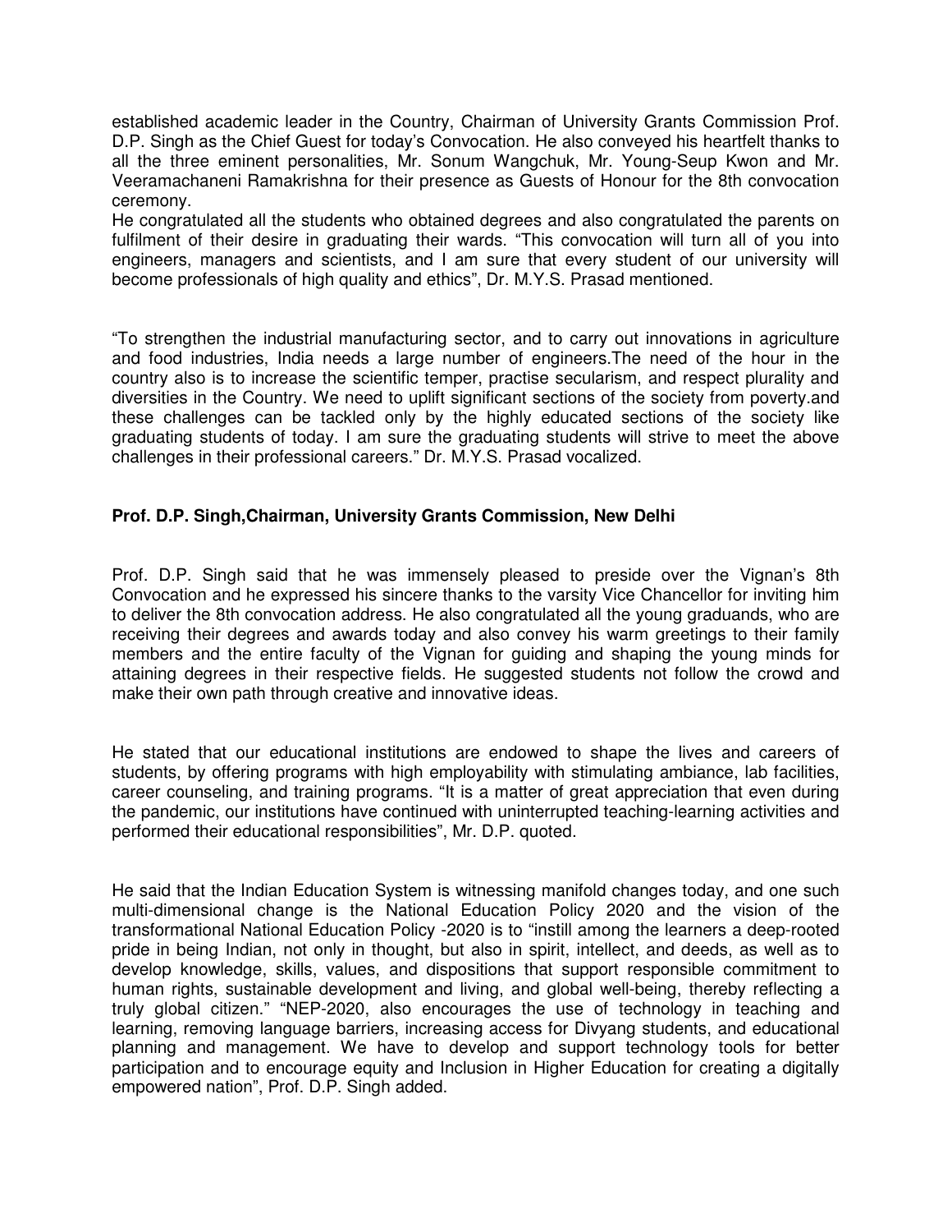established academic leader in the Country, Chairman of University Grants Commission Prof. D.P. Singh as the Chief Guest for today's Convocation. He also conveyed his heartfelt thanks to all the three eminent personalities, Mr. Sonum Wangchuk, Mr. Young-Seup Kwon and Mr. Veeramachaneni Ramakrishna for their presence as Guests of Honour for the 8th convocation ceremony.

He congratulated all the students who obtained degrees and also congratulated the parents on fulfilment of their desire in graduating their wards. "This convocation will turn all of you into engineers, managers and scientists, and I am sure that every student of our university will become professionals of high quality and ethics", Dr. M.Y.S. Prasad mentioned.

"To strengthen the industrial manufacturing sector, and to carry out innovations in agriculture and food industries, India needs a large number of engineers.The need of the hour in the country also is to increase the scientific temper, practise secularism, and respect plurality and diversities in the Country. We need to uplift significant sections of the society from poverty.and these challenges can be tackled only by the highly educated sections of the society like graduating students of today. I am sure the graduating students will strive to meet the above challenges in their professional careers." Dr. M.Y.S. Prasad vocalized.

**Prof. D.P. Singh,Chairman, University Grants Commission, New Delhi**

Prof. D.P. Singh said that he was immensely pleased to preside over the Vignan's 8th Convocation and he expressed his sincere thanks to the varsity Vice Chancellor for inviting him to deliver the 8th convocation address. He also congratulated all the young graduands, who are receiving their degrees and awards today and also convey his warm greetings to their family members and the entire faculty of the Vignan for guiding and shaping the young minds for attaining degrees in their respective fields. He suggested students not follow the crowd and make their own path through creative and innovative ideas.

He stated that our educational institutions are endowed to shape the lives and careers of students, by offering programs with high employability with stimulating ambiance, lab facilities, career counseling, and training programs. "It is a matter of great appreciation that even during the pandemic, our institutions have continued with uninterrupted teaching-learning activities and performed their educational responsibilities", Mr. D.P. quoted.

He said that the Indian Education System is witnessing manifold changes today, and one such multi-dimensional change is the National Education Policy 2020 and the vision of the transformational National Education Policy -2020 is to "instill among the learners a deep-rooted pride in being Indian, not only in thought, but also in spirit, intellect, and deeds, as well as to develop knowledge, skills, values, and dispositions that support responsible commitment to human rights, sustainable development and living, and global well-being, thereby reflecting a truly global citizen." "NEP-2020, also encourages the use of technology in teaching and learning, removing language barriers, increasing access for Divyang students, and educational planning and management. We have to develop and support technology tools for better participation and to encourage equity and Inclusion in Higher Education for creating a digitally empowered nation", Prof. D.P. Singh added.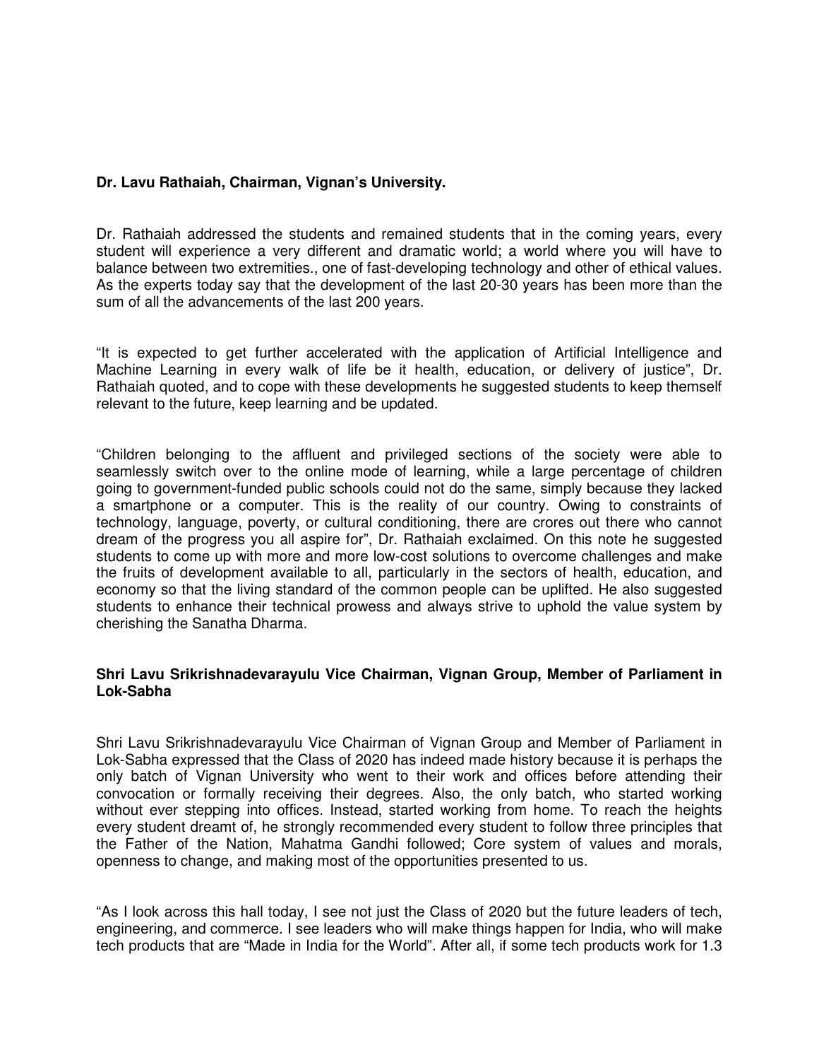**Dr. Lavu Rathaiah, Chairman, Vignan's University.**

Dr. Rathaiah addressed the students and remained students that in the coming years, every student will experience a very different and dramatic world; a world where you will have to balance between two extremities., one of fast-developing technology and other of ethical values. As the experts today say that the development of the last 20-30 years has been more than the sum of all the advancements of the last 200 years.

"It is expected to get further accelerated with the application of Artificial Intelligence and Machine Learning in every walk of life be it health, education, or delivery of justice", Dr. Rathaiah quoted, and to cope with these developments he suggested students to keep themself relevant to the future, keep learning and be updated.

"Children belonging to the affluent and privileged sections of the society were able to seamlessly switch over to the online mode of learning, while a large percentage of children going to government-funded public schools could not do the same, simply because they lacked a smartphone or a computer. This is the reality of our country. Owing to constraints of technology, language, poverty, or cultural conditioning, there are crores out there who cannot dream of the progress you all aspire for", Dr. Rathaiah exclaimed. On this note he suggested students to come up with more and more low-cost solutions to overcome challenges and make the fruits of development available to all, particularly in the sectors of health, education, and economy so that the living standard of the common people can be uplifted. He also suggested students to enhance their technical prowess and always strive to uphold the value system by cherishing the Sanatha Dharma.

**Shri Lavu Srikrishnadevarayulu Vice Chairman, Vignan Group, Member of Parliament in Lok-Sabha**

Shri Lavu Srikrishnadevarayulu Vice Chairman of Vignan Group and Member of Parliament in Lok-Sabha expressed that the Class of 2020 has indeed made history because it is perhaps the only batch of Vignan University who went to their work and offices before attending their convocation or formally receiving their degrees. Also, the only batch, who started working without ever stepping into offices. Instead, started working from home. To reach the heights every student dreamt of, he strongly recommended every student to follow three principles that the Father of the Nation, Mahatma Gandhi followed; Core system of values and morals, openness to change, and making most of the opportunities presented to us.

"As I look across this hall today, I see not just the Class of 2020 but the future leaders of tech, engineering, and commerce. I see leaders who will make things happen for India, who will make tech products that are "Made in India for the World". After all, if some tech products work for 1.3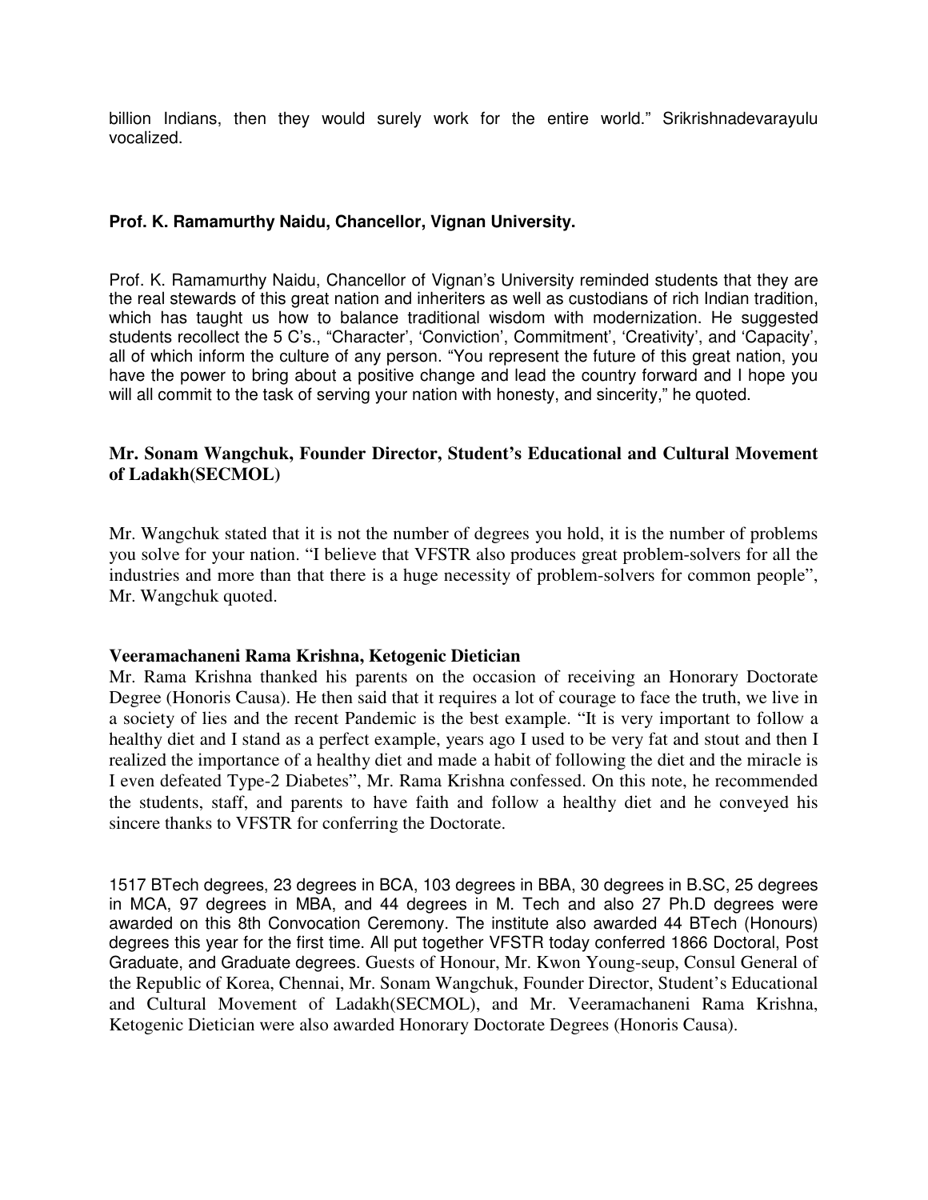billion Indians, then they would surely work for the entire world." Srikrishnadevarayulu vocalized.

**Prof. K. Ramamurthy Naidu, Chancellor, Vignan University.**

Prof. K. Ramamurthy Naidu, Chancellor of Vignan's University reminded students that they are the real stewards of this great nation and inheriters as well as custodians of rich Indian tradition, which has taught us how to balance traditional wisdom with modernization. He suggested students recollect the 5 C's., "Character', 'Conviction', Commitment', 'Creativity', and 'Capacity', all of which inform the culture of any person. "You represent the future of this great nation, you have the power to bring about a positive change and lead the country forward and I hope you will all commit to the task of serving your nation with honesty, and sincerity," he quoted.

**Mr. Sonam Wangchuk, Founder Director, Student's Educational and Cultural Movement of Ladakh(SECMOL)**

Mr. Wangchuk stated that it is not the number of degrees you hold, it is the number of problems you solve for your nation. "I believe that VFSTR also produces great problem-solvers for all the industries and more than that there is a huge necessity of problem-solvers for common people", Mr. Wangchuk quoted.

**Veeramachaneni Rama Krishna, Ketogenic Dietician**

Mr. Rama Krishna thanked his parents on the occasion of receiving an Honorary Doctorate Degree (Honoris Causa). He then said that it requires a lot of courage to face the truth, we live in a society of lies and the recent Pandemic is the best example. "It is very important to follow a healthy diet and I stand as a perfect example, years ago I used to be very fat and stout and then I realized the importance of a healthy diet and made a habit of following the diet and the miracle is I even defeated Type-2 Diabetes", Mr. Rama Krishna confessed. On this note, he recommended the students, staff, and parents to have faith and follow a healthy diet and he conveyed his sincere thanks to VFSTR for conferring the Doctorate.

1517 BTech degrees, 23 degrees in BCA, 103 degrees in BBA, 30 degrees in B.SC, 25 degrees in MCA, 97 degrees in MBA, and 44 degrees in M. Tech and also 27 Ph.D degrees were awarded on this 8th Convocation Ceremony. The institute also awarded 44 BTech (Honours) degrees this year for the first time. All put together VFSTR today conferred 1866 Doctoral, Post Graduate, and Graduate degrees. Guests of Honour, Mr. Kwon Young-seup, Consul General of the Republic of Korea, Chennai, Mr. Sonam Wangchuk, Founder Director, Student's Educational and Cultural Movement of Ladakh(SECMOL), and Mr. Veeramachaneni Rama Krishna, Ketogenic Dietician were also awarded Honorary Doctorate Degrees (Honoris Causa).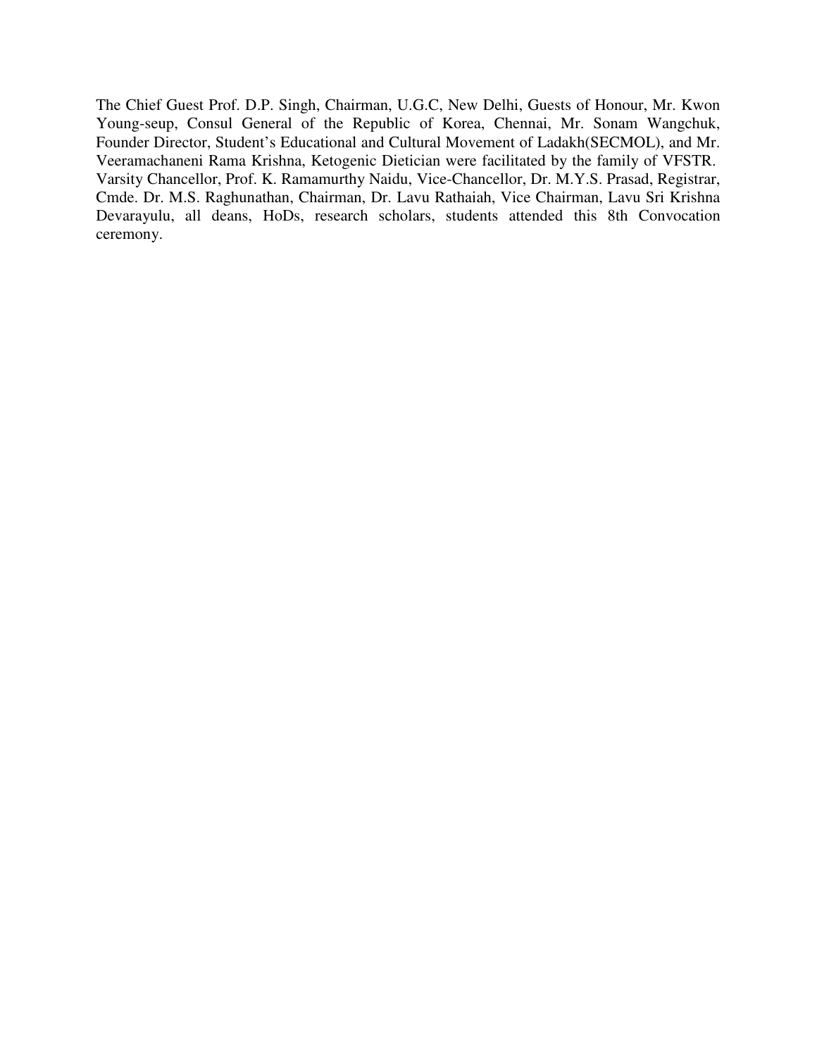The Chief Guest Prof. D.P. Singh, Chairman, U.G.C, New Delhi, Guests of Honour, Mr. Kwon Young-seup, Consul General of the Republic of Korea, Chennai, Mr. Sonam Wangchuk, Founder Director, Student's Educational and Cultural Movement of Ladakh(SECMOL), and Mr. Veeramachaneni Rama Krishna, Ketogenic Dietician were facilitated by the family of VFSTR. Varsity Chancellor, Prof. K. Ramamurthy Naidu, Vice-Chancellor, Dr. M.Y.S. Prasad, Registrar, Cmde. Dr. M.S. Raghunathan, Chairman, Dr. Lavu Rathaiah, Vice Chairman, Lavu Sri Krishna Devarayulu, all deans, HoDs, research scholars, students attended this 8th Convocation ceremony.